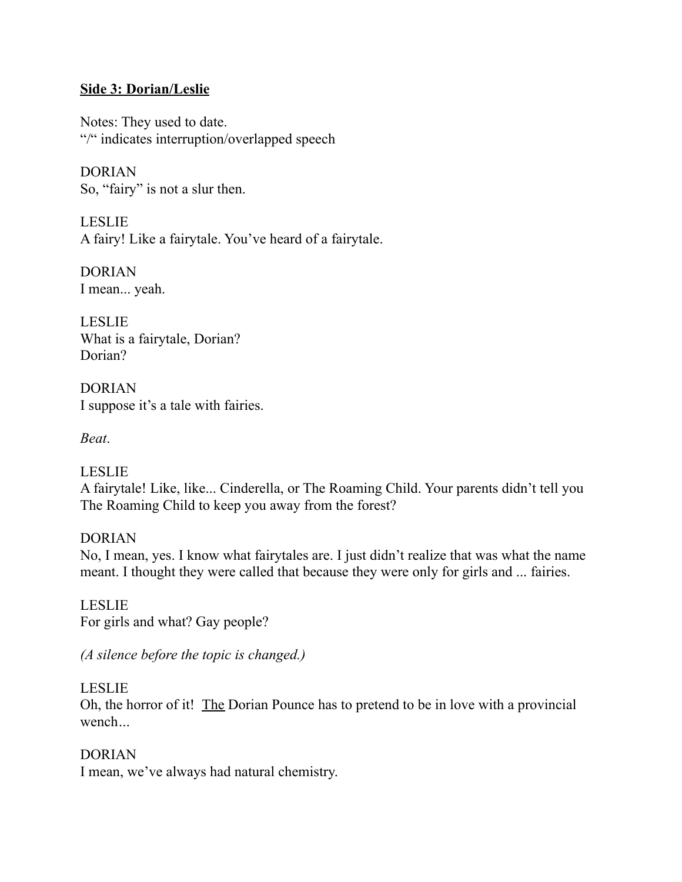**<u>Side 3: Dorian/Leslie</u>**

Notes: They used to date.
"/" indicates interruption/overlapped speech

DORIAN
So, "fairy" is not a slur then.

LESLIE
A fairy! Like a fairytale. You've heard of a fairytale.

DORIAN
I mean... yeah.

LESLIE
What is a fairytale, Dorian?
Dorian?

DORIAN
I suppose it's a tale with fairies.

*Beat*.

LESLIE
A fairytale! Like, like... Cinderella, or The Roaming Child. Your parents didn't tell you The Roaming Child to keep you away from the forest?

DORIAN
No, I mean, yes. I know what fairytales are. I just didn't realize that was what the name meant. I thought they were called that because they were only for girls and ... fairies.

LESLIE
For girls and what? Gay people?

*(A silence before the topic is changed.)*

LESLIE
Oh, the horror of it! <u>The</u> Dorian Pounce has to pretend to be in love with a provincial wench...

DORIAN
I mean, we've always had natural chemistry.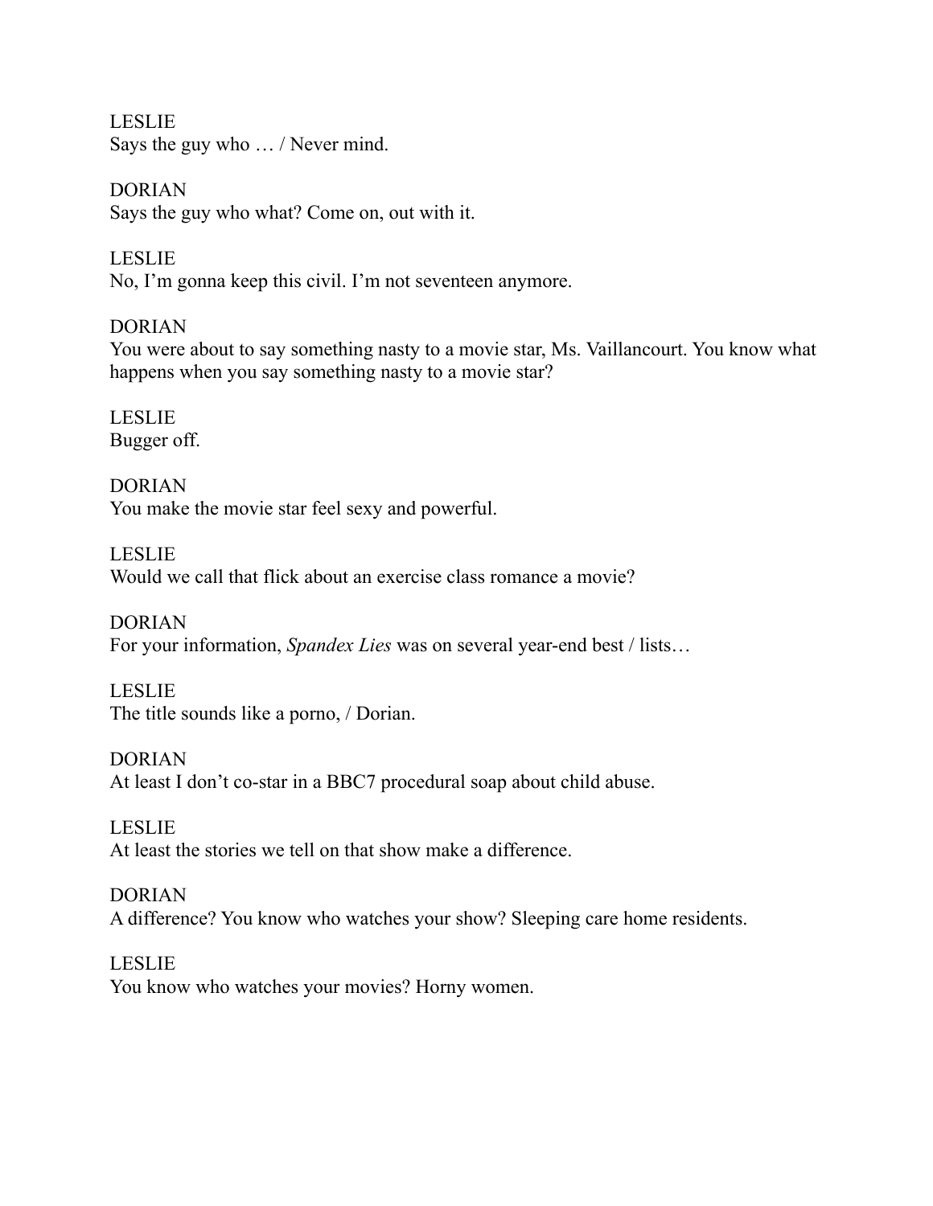LESLIE
Says the guy who … / Never mind.

DORIAN
Says the guy who what? Come on, out with it.

LESLIE
No, I'm gonna keep this civil. I'm not seventeen anymore.

DORIAN
You were about to say something nasty to a movie star, Ms. Vaillancourt. You know what happens when you say something nasty to a movie star?

LESLIE
Bugger off.

DORIAN
You make the movie star feel sexy and powerful.

LESLIE
Would we call that flick about an exercise class romance a movie?

DORIAN
For your information, *Spandex Lies* was on several year-end best / lists…

LESLIE
The title sounds like a porno, / Dorian.

DORIAN
At least I don't co-star in a BBC7 procedural soap about child abuse.

LESLIE
At least the stories we tell on that show make a difference.

DORIAN
A difference? You know who watches your show? Sleeping care home residents.

LESLIE
You know who watches your movies? Horny women.